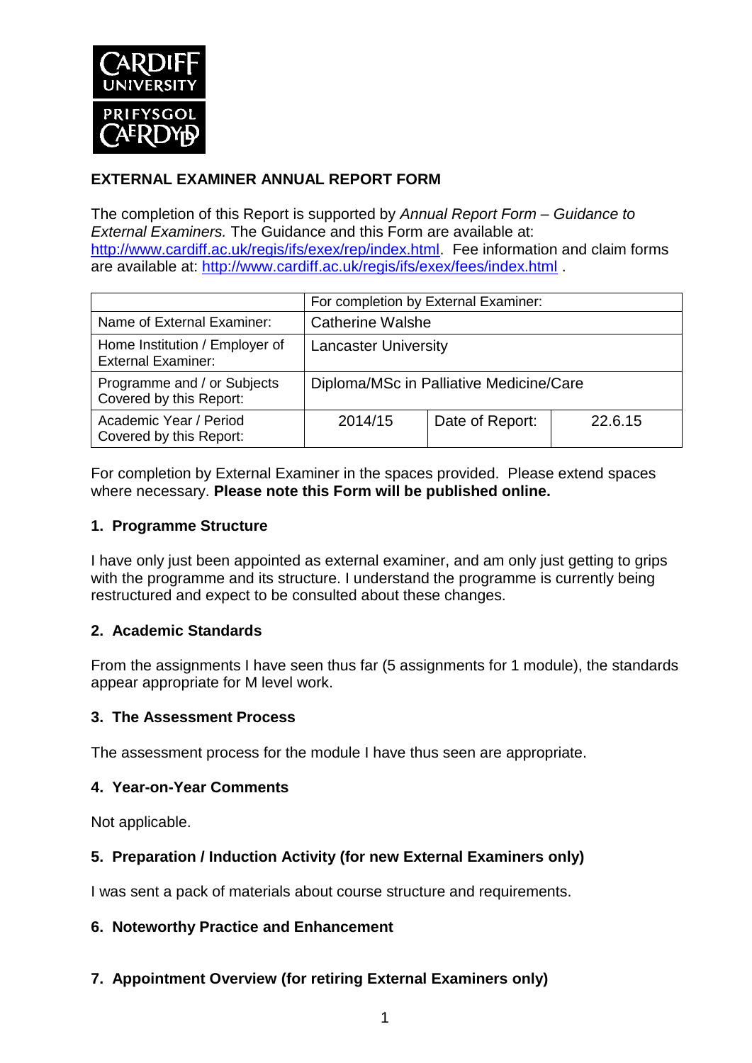**EXTERNAL EXAMINER ANNUAL REPORT FORM**

The completion of this Report is supported by *Annual Report Form – Guidance to External Examiners.* The Guidance and this Form are available at: http://www.cardiff.ac.uk/regis/ifs/exex/rep/index.html. Fee information and claim forms are available at: http://www.cardiff.ac.uk/regis/ifs/exex/fees/index.html .

| | For completion by External Examiner: | | |
|---|---|---|---|
| Name of External Examiner: | Catherine Walshe | | |
| Home Institution / Employer of External Examiner: | Lancaster University | | |
| Programme and / or Subjects Covered by this Report: | Diploma/MSc in Palliative Medicine/Care | | |
| Academic Year / Period Covered by this Report: | 2014/15 | Date of Report: | 22.6.15 |

For completion by External Examiner in the spaces provided. Please extend spaces where necessary. **Please note this Form will be published online.**

## 1. Programme Structure

I have only just been appointed as external examiner, and am only just getting to grips with the programme and its structure. I understand the programme is currently being restructured and expect to be consulted about these changes.

## 2. Academic Standards

From the assignments I have seen thus far (5 assignments for 1 module), the standards appear appropriate for M level work.

## 3. The Assessment Process

The assessment process for the module I have thus seen are appropriate.

## 4. Year-on-Year Comments

Not applicable.

## 5. Preparation / Induction Activity (for new External Examiners only)

I was sent a pack of materials about course structure and requirements.

## 6. Noteworthy Practice and Enhancement

## 7. Appointment Overview (for retiring External Examiners only)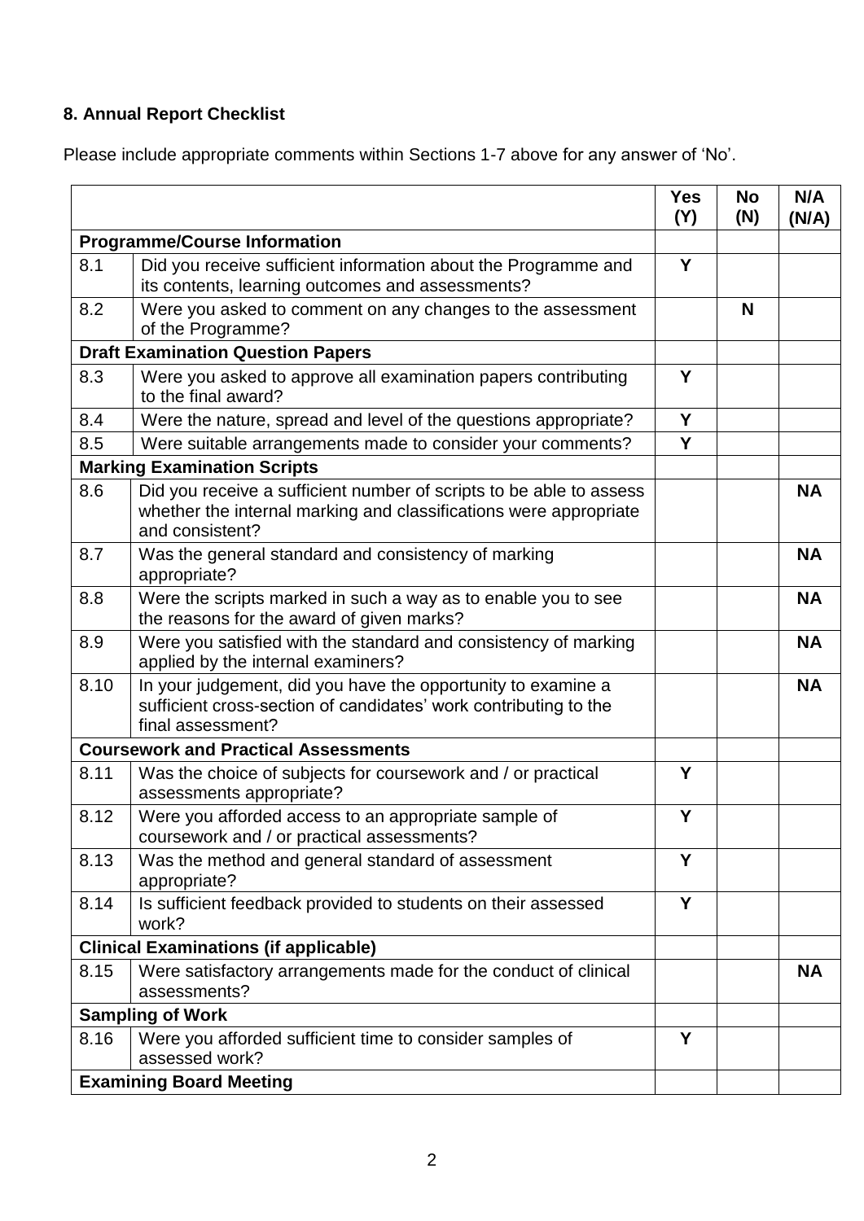**8. Annual Report Checklist**

Please include appropriate comments within Sections 1-7 above for any answer of 'No'.

| | | Yes (Y) | No (N) | N/A (N/A) |
|---|---|---|---|---|
| **Programme/Course Information** | | | | |
| 8.1 | Did you receive sufficient information about the Programme and its contents, learning outcomes and assessments? | Y | | |
| 8.2 | Were you asked to comment on any changes to the assessment of the Programme? | | N | |
| **Draft Examination Question Papers** | | | | |
| 8.3 | Were you asked to approve all examination papers contributing to the final award? | Y | | |
| 8.4 | Were the nature, spread and level of the questions appropriate? | Y | | |
| 8.5 | Were suitable arrangements made to consider your comments? | Y | | |
| **Marking Examination Scripts** | | | | |
| 8.6 | Did you receive a sufficient number of scripts to be able to assess whether the internal marking and classifications were appropriate and consistent? | | | NA |
| 8.7 | Was the general standard and consistency of marking appropriate? | | | NA |
| 8.8 | Were the scripts marked in such a way as to enable you to see the reasons for the award of given marks? | | | NA |
| 8.9 | Were you satisfied with the standard and consistency of marking applied by the internal examiners? | | | NA |
| 8.10 | In your judgement, did you have the opportunity to examine a sufficient cross-section of candidates' work contributing to the final assessment? | | | NA |
| **Coursework and Practical Assessments** | | | | |
| 8.11 | Was the choice of subjects for coursework and / or practical assessments appropriate? | Y | | |
| 8.12 | Were you afforded access to an appropriate sample of coursework and / or practical assessments? | Y | | |
| 8.13 | Was the method and general standard of assessment appropriate? | Y | | |
| 8.14 | Is sufficient feedback provided to students on their assessed work? | Y | | |
| **Clinical Examinations (if applicable)** | | | | |
| 8.15 | Were satisfactory arrangements made for the conduct of clinical assessments? | | | NA |
| **Sampling of Work** | | | | |
| 8.16 | Were you afforded sufficient time to consider samples of assessed work? | Y | | |
| **Examining Board Meeting** | | | | |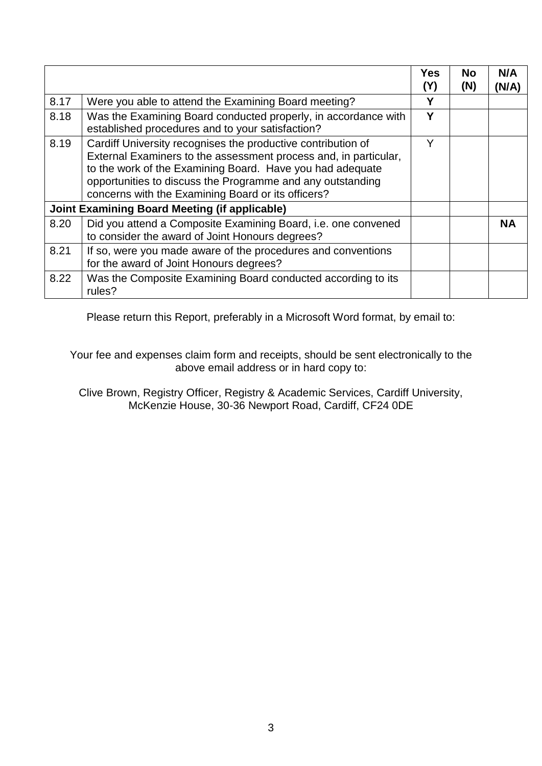| | | Yes (Y) | No (N) | N/A (N/A) |
|---|---|---|---|---|
| 8.17 | Were you able to attend the Examining Board meeting? | **Y** | | |
| 8.18 | Was the Examining Board conducted properly, in accordance with established procedures and to your satisfaction? | **Y** | | |
| 8.19 | Cardiff University recognises the productive contribution of External Examiners to the assessment process and, in particular, to the work of the Examining Board. Have you had adequate opportunities to discuss the Programme and any outstanding concerns with the Examining Board or its officers? | Y | | |
| **Joint Examining Board Meeting (if applicable)** | | | | |
| 8.20 | Did you attend a Composite Examining Board, i.e. one convened to consider the award of Joint Honours degrees? | | | **NA** |
| 8.21 | If so, were you made aware of the procedures and conventions for the award of Joint Honours degrees? | | | |
| 8.22 | Was the Composite Examining Board conducted according to its rules? | | | |

Please return this Report, preferably in a Microsoft Word format, by email to:

Your fee and expenses claim form and receipts, should be sent electronically to the above email address or in hard copy to:

Clive Brown, Registry Officer, Registry & Academic Services, Cardiff University, McKenzie House, 30-36 Newport Road, Cardiff, CF24 0DE